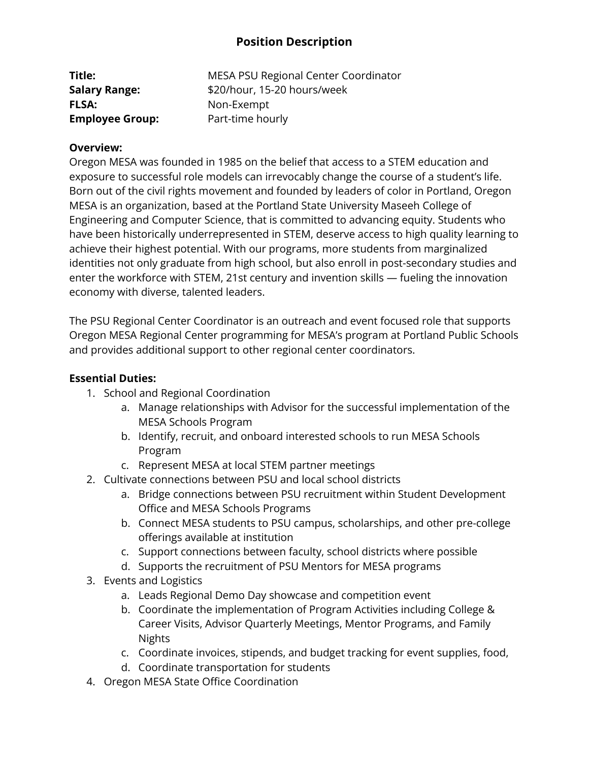# Position Description

| | |
|---|---|
| **Title:** | MESA PSU Regional Center Coordinator |
| **Salary Range:** | $20/hour, 15-20 hours/week |
| **FLSA:** | Non-Exempt |
| **Employee Group:** | Part-time hourly |

**Overview:**
Oregon MESA was founded in 1985 on the belief that access to a STEM education and exposure to successful role models can irrevocably change the course of a student's life. Born out of the civil rights movement and founded by leaders of color in Portland, Oregon MESA is an organization, based at the Portland State University Maseeh College of Engineering and Computer Science, that is committed to advancing equity. Students who have been historically underrepresented in STEM, deserve access to high quality learning to achieve their highest potential. With our programs, more students from marginalized identities not only graduate from high school, but also enroll in post-secondary studies and enter the workforce with STEM, 21st century and invention skills — fueling the innovation economy with diverse, talented leaders.

The PSU Regional Center Coordinator is an outreach and event focused role that supports Oregon MESA Regional Center programming for MESA's program at Portland Public Schools and provides additional support to other regional center coordinators.

**Essential Duties:**

1. School and Regional Coordination
    a. Manage relationships with Advisor for the successful implementation of the MESA Schools Program
    b. Identify, recruit, and onboard interested schools to run MESA Schools Program
    c. Represent MESA at local STEM partner meetings
2. Cultivate connections between PSU and local school districts
    a. Bridge connections between PSU recruitment within Student Development Office and MESA Schools Programs
    b. Connect MESA students to PSU campus, scholarships, and other pre-college offerings available at institution
    c. Support connections between faculty, school districts where possible
    d. Supports the recruitment of PSU Mentors for MESA programs
3. Events and Logistics
    a. Leads Regional Demo Day showcase and competition event
    b. Coordinate the implementation of Program Activities including College & Career Visits, Advisor Quarterly Meetings, Mentor Programs, and Family Nights
    c. Coordinate invoices, stipends, and budget tracking for event supplies, food,
    d. Coordinate transportation for students
4. Oregon MESA State Office Coordination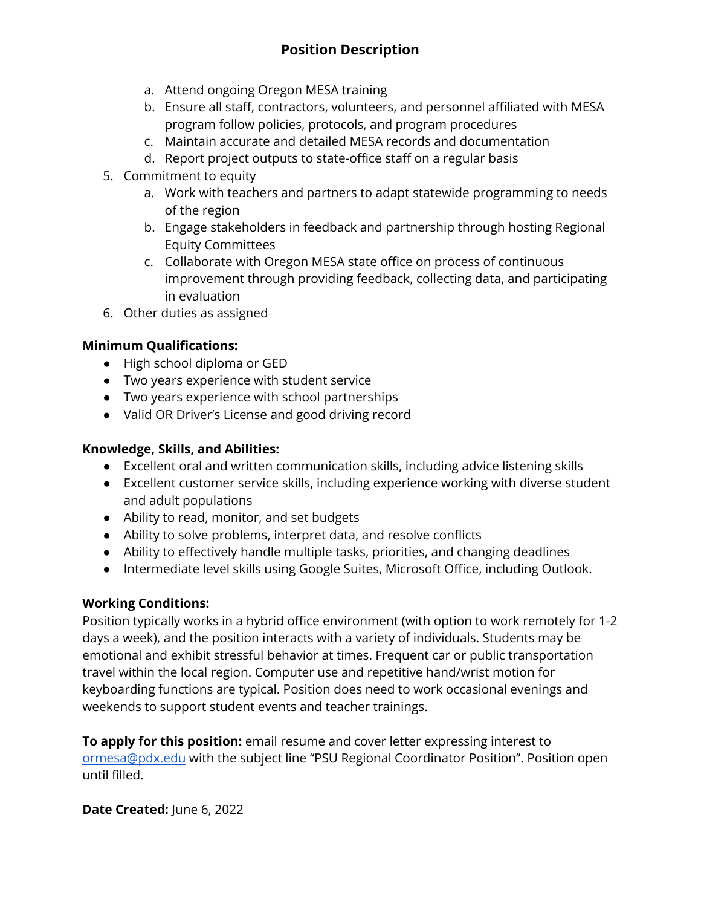# Position Description

   a. Attend ongoing Oregon MESA training
   b. Ensure all staff, contractors, volunteers, and personnel affiliated with MESA program follow policies, protocols, and program procedures
   c. Maintain accurate and detailed MESA records and documentation
   d. Report project outputs to state-office staff on a regular basis
5. Commitment to equity
   a. Work with teachers and partners to adapt statewide programming to needs of the region
   b. Engage stakeholders in feedback and partnership through hosting Regional Equity Committees
   c. Collaborate with Oregon MESA state office on process of continuous improvement through providing feedback, collecting data, and participating in evaluation
6. Other duties as assigned

**Minimum Qualifications:**

- High school diploma or GED
- Two years experience with student service
- Two years experience with school partnerships
- Valid OR Driver's License and good driving record

**Knowledge, Skills, and Abilities:**

- Excellent oral and written communication skills, including advice listening skills
- Excellent customer service skills, including experience working with diverse student and adult populations
- Ability to read, monitor, and set budgets
- Ability to solve problems, interpret data, and resolve conflicts
- Ability to effectively handle multiple tasks, priorities, and changing deadlines
- Intermediate level skills using Google Suites, Microsoft Office, including Outlook.

**Working Conditions:**

Position typically works in a hybrid office environment (with option to work remotely for 1-2 days a week), and the position interacts with a variety of individuals. Students may be emotional and exhibit stressful behavior at times. Frequent car or public transportation travel within the local region. Computer use and repetitive hand/wrist motion for keyboarding functions are typical. Position does need to work occasional evenings and weekends to support student events and teacher trainings.

**To apply for this position:** email resume and cover letter expressing interest to [ormesa@pdx.edu](mailto:ormesa@pdx.edu) with the subject line "PSU Regional Coordinator Position". Position open until filled.

**Date Created:** June 6, 2022